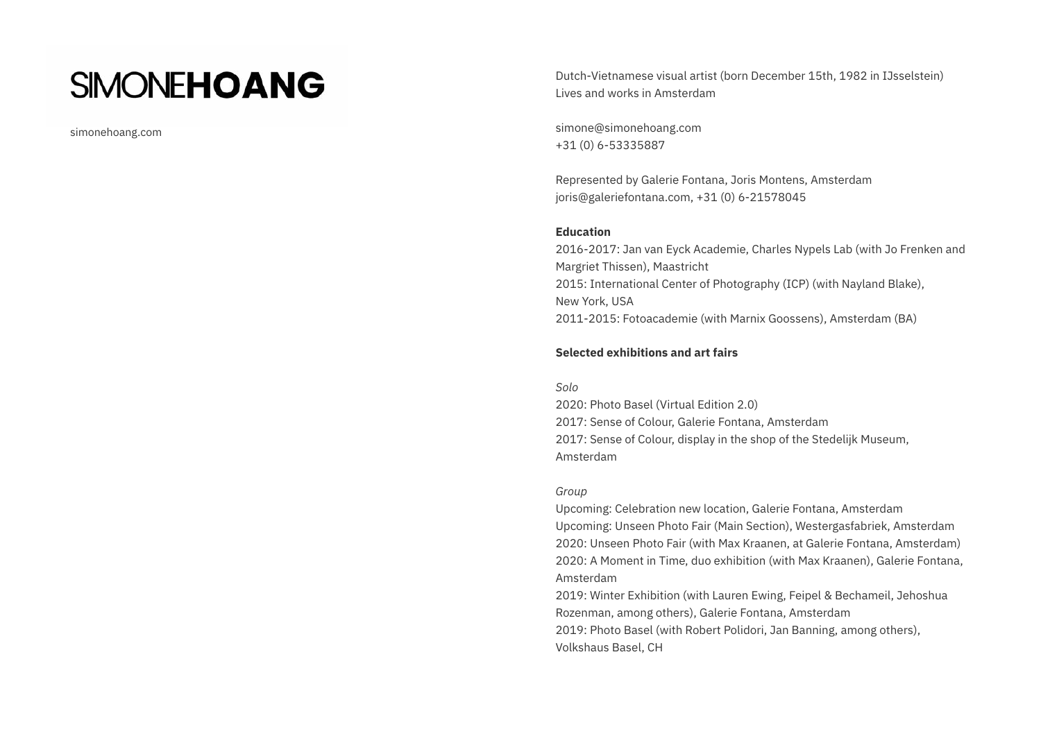# SIMONE**HOANG**

simonehoang.com

Dutch-Vietnamese visual artist (born December 15th, 1982 in IJsselstein)
Lives and works in Amsterdam

simone@simonehoang.com
+31 (0) 6-53335887

Represented by Galerie Fontana, Joris Montens, Amsterdam
joris@galeriefontana.com, +31 (0) 6-21578045

**Education**

2016-2017: Jan van Eyck Academie, Charles Nypels Lab (with Jo Frenken and Margriet Thissen), Maastricht
2015: International Center of Photography (ICP) (with Nayland Blake), New York, USA
2011-2015: Fotoacademie (with Marnix Goossens), Amsterdam (BA)

**Selected exhibitions and art fairs**

*Solo*

2020: Photo Basel (Virtual Edition 2.0)
2017: Sense of Colour, Galerie Fontana, Amsterdam
2017: Sense of Colour, display in the shop of the Stedelijk Museum, Amsterdam

*Group*

Upcoming: Celebration new location, Galerie Fontana, Amsterdam
Upcoming: Unseen Photo Fair (Main Section), Westergasfabriek, Amsterdam
2020: Unseen Photo Fair (with Max Kraanen, at Galerie Fontana, Amsterdam)
2020: A Moment in Time, duo exhibition (with Max Kraanen), Galerie Fontana, Amsterdam
2019: Winter Exhibition (with Lauren Ewing, Feipel & Bechameil, Jehoshua Rozenman, among others), Galerie Fontana, Amsterdam
2019: Photo Basel (with Robert Polidori, Jan Banning, among others), Volkshaus Basel, CH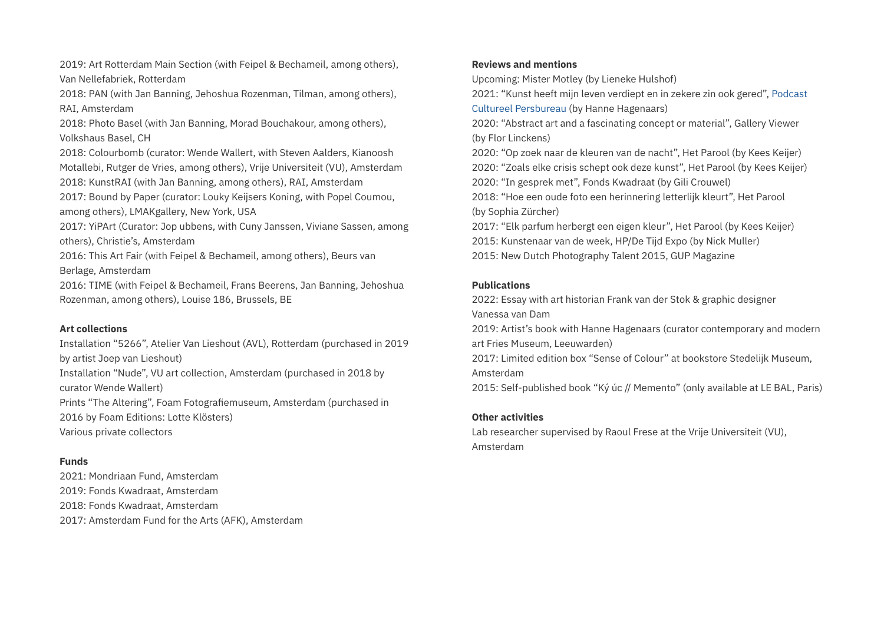2019: Art Rotterdam Main Section (with Feipel & Bechameil, among others), Van Nellefabriek, Rotterdam
2018: PAN (with Jan Banning, Jehoshua Rozenman, Tilman, among others), RAI, Amsterdam
2018: Photo Basel (with Jan Banning, Morad Bouchakour, among others), Volkshaus Basel, CH
2018: Colourbomb (curator: Wende Wallert, with Steven Aalders, Kianoosh Motallebi, Rutger de Vries, among others), Vrije Universiteit (VU), Amsterdam
2018: KunstRAI (with Jan Banning, among others), RAI, Amsterdam
2017: Bound by Paper (curator: Louky Keijsers Koning, with Popel Coumou, among others), LMAKgallery, New York, USA
2017: YiPArt (Curator: Jop ubbens, with Cuny Janssen, Viviane Sassen, among others), Christie's, Amsterdam
2016: This Art Fair (with Feipel & Bechameil, among others), Beurs van Berlage, Amsterdam
2016: TIME (with Feipel & Bechameil, Frans Beerens, Jan Banning, Jehoshua Rozenman, among others), Louise 186, Brussels, BE

**Art collections**
Installation "5266", Atelier Van Lieshout (AVL), Rotterdam (purchased in 2019 by artist Joep van Lieshout)
Installation "Nude", VU art collection, Amsterdam (purchased in 2018 by curator Wende Wallert)
Prints "The Altering", Foam Fotografiemuseum, Amsterdam (purchased in 2016 by Foam Editions: Lotte Klösters)
Various private collectors

**Funds**
2021: Mondriaan Fund, Amsterdam
2019: Fonds Kwadraat, Amsterdam
2018: Fonds Kwadraat, Amsterdam
2017: Amsterdam Fund for the Arts (AFK), Amsterdam

**Reviews and mentions**
Upcoming: Mister Motley (by Lieneke Hulshof)
2021: "Kunst heeft mijn leven verdiept en in zekere zin ook gered", Podcast Cultureel Persbureau (by Hanne Hagenaars)
2020: "Abstract art and a fascinating concept or material", Gallery Viewer (by Flor Linckens)
2020: "Op zoek naar de kleuren van de nacht", Het Parool (by Kees Keijer)
2020: "Zoals elke crisis schept ook deze kunst", Het Parool (by Kees Keijer)
2020: "In gesprek met", Fonds Kwadraat (by Gili Crouwel)
2018: "Hoe een oude foto een herinnering letterlijk kleurt", Het Parool (by Sophia Zürcher)
2017: "Elk parfum herbergt een eigen kleur", Het Parool (by Kees Keijer)
2015: Kunstenaar van de week, HP/De Tijd Expo (by Nick Muller)
2015: New Dutch Photography Talent 2015, GUP Magazine

**Publications**
2022: Essay with art historian Frank van der Stok & graphic designer Vanessa van Dam
2019: Artist's book with Hanne Hagenaars (curator contemporary and modern art Fries Museum, Leeuwarden)
2017: Limited edition box "Sense of Colour" at bookstore Stedelijk Museum, Amsterdam
2015: Self-published book "Ký úc // Memento" (only available at LE BAL, Paris)

**Other activities**
Lab researcher supervised by Raoul Frese at the Vrije Universiteit (VU), Amsterdam